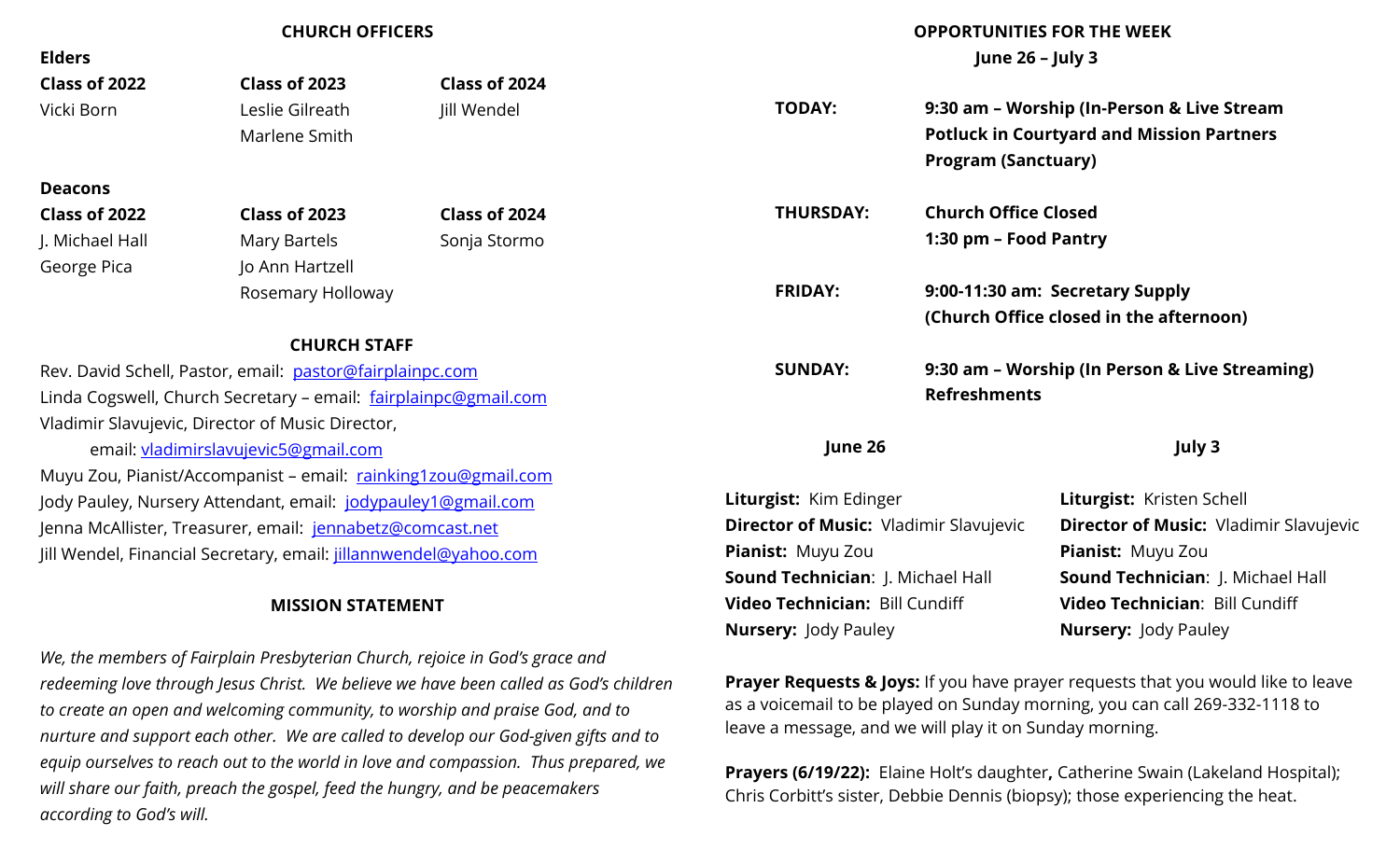## CHURCH OFFICERS

**Elders**

| Class of 2022 | Class of 2023 | Class of 2024 |
|---|---|---|
| Vicki Born | Leslie Gilreath | Jill Wendel |
| | Marlene Smith | |

**Deacons**

| Class of 2022 | Class of 2023 | Class of 2024 |
|---|---|---|
| J. Michael Hall | Mary Bartels | Sonja Stormo |
| George Pica | Jo Ann Hartzell | |
| | Rosemary Holloway | |

## CHURCH STAFF

Rev. David Schell, Pastor, email: pastor@fairplainpc.com
Linda Cogswell, Church Secretary – email: fairplainpc@gmail.com
Vladimir Slavujevic, Director of Music Director,
email: vladimirslavujevic5@gmail.com
Muyu Zou, Pianist/Accompanist – email: rainking1zou@gmail.com
Jody Pauley, Nursery Attendant, email: jodypauley1@gmail.com
Jenna McAllister, Treasurer, email: jennabetz@comcast.net
Jill Wendel, Financial Secretary, email: jillannwendel@yahoo.com

## MISSION STATEMENT

*We, the members of Fairplain Presbyterian Church, rejoice in God's grace and redeeming love through Jesus Christ. We believe we have been called as God's children to create an open and welcoming community, to worship and praise God, and to nurture and support each other. We are called to develop our God-given gifts and to equip ourselves to reach out to the world in love and compassion. Thus prepared, we will share our faith, preach the gospel, feed the hungry, and be peacemakers according to God's will.*

## OPPORTUNITIES FOR THE WEEK
### June 26 – July 3

**TODAY:** **9:30 am – Worship (In-Person & Live Stream**
**Potluck in Courtyard and Mission Partners Program (Sanctuary)**

**THURSDAY:** **Church Office Closed**
**1:30 pm – Food Pantry**

**FRIDAY:** **9:00-11:30 am: Secretary Supply**
**(Church Office closed in the afternoon)**

**SUNDAY:** **9:30 am – Worship (In Person & Live Streaming)**
**Refreshments**

| June 26 | July 3 |
|---|---|
| **Liturgist:** Kim Edinger | **Liturgist:** Kristen Schell |
| **Director of Music:** Vladimir Slavujevic | **Director of Music:** Vladimir Slavujevic |
| **Pianist:** Muyu Zou | **Pianist:** Muyu Zou |
| **Sound Technician**: J. Michael Hall | **Sound Technician**: J. Michael Hall |
| **Video Technician:** Bill Cundiff | **Video Technician**: Bill Cundiff |
| **Nursery:** Jody Pauley | **Nursery:** Jody Pauley |

**Prayer Requests & Joys:** If you have prayer requests that you would like to leave as a voicemail to be played on Sunday morning, you can call 269-332-1118 to leave a message, and we will play it on Sunday morning.

**Prayers (6/19/22):** Elaine Holt's daughter**,** Catherine Swain (Lakeland Hospital); Chris Corbitt's sister, Debbie Dennis (biopsy); those experiencing the heat.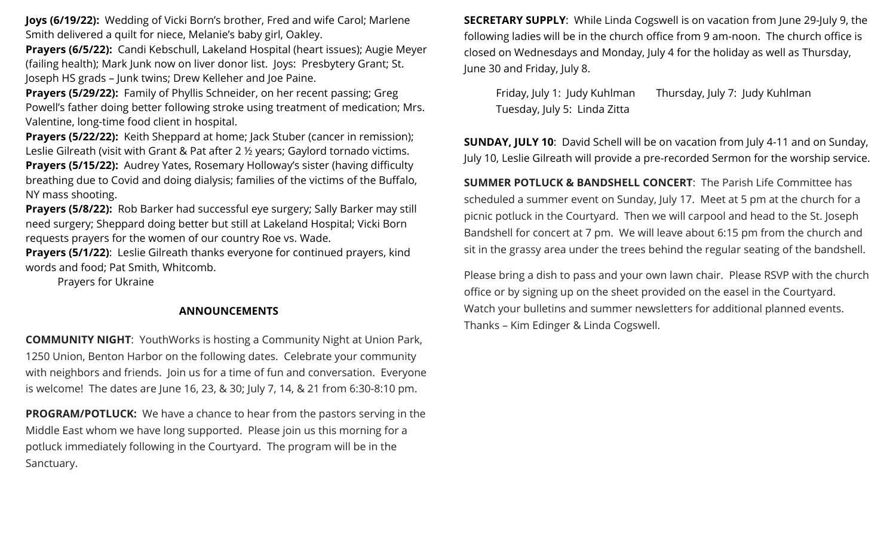**Joys (6/19/22):** Wedding of Vicki Born's brother, Fred and wife Carol; Marlene Smith delivered a quilt for niece, Melanie's baby girl, Oakley.

**Prayers (6/5/22):** Candi Kebschull, Lakeland Hospital (heart issues); Augie Meyer (failing health); Mark Junk now on liver donor list. Joys: Presbytery Grant; St. Joseph HS grads – Junk twins; Drew Kelleher and Joe Paine.

**Prayers (5/29/22):** Family of Phyllis Schneider, on her recent passing; Greg Powell's father doing better following stroke using treatment of medication; Mrs. Valentine, long-time food client in hospital.

**Prayers (5/22/22):** Keith Sheppard at home; Jack Stuber (cancer in remission); Leslie Gilreath (visit with Grant & Pat after 2 ½ years; Gaylord tornado victims.

**Prayers (5/15/22):** Audrey Yates, Rosemary Holloway's sister (having difficulty breathing due to Covid and doing dialysis; families of the victims of the Buffalo, NY mass shooting.

**Prayers (5/8/22):** Rob Barker had successful eye surgery; Sally Barker may still need surgery; Sheppard doing better but still at Lakeland Hospital; Vicki Born requests prayers for the women of our country Roe vs. Wade.

**Prayers (5/1/22)**: Leslie Gilreath thanks everyone for continued prayers, kind words and food; Pat Smith, Whitcomb.

Prayers for Ukraine

## ANNOUNCEMENTS

**COMMUNITY NIGHT**: YouthWorks is hosting a Community Night at Union Park, 1250 Union, Benton Harbor on the following dates. Celebrate your community with neighbors and friends. Join us for a time of fun and conversation. Everyone is welcome! The dates are June 16, 23, & 30; July 7, 14, & 21 from 6:30-8:10 pm.

**PROGRAM/POTLUCK:** We have a chance to hear from the pastors serving in the Middle East whom we have long supported. Please join us this morning for a potluck immediately following in the Courtyard. The program will be in the Sanctuary.

**SECRETARY SUPPLY**: While Linda Cogswell is on vacation from June 29-July 9, the following ladies will be in the church office from 9 am-noon. The church office is closed on Wednesdays and Monday, July 4 for the holiday as well as Thursday, June 30 and Friday, July 8.

Friday, July 1: Judy Kuhlman
Tuesday, July 5: Linda Zitta
Thursday, July 7: Judy Kuhlman

**SUNDAY, JULY 10**: David Schell will be on vacation from July 4-11 and on Sunday, July 10, Leslie Gilreath will provide a pre-recorded Sermon for the worship service.

**SUMMER POTLUCK & BANDSHELL CONCERT**: The Parish Life Committee has scheduled a summer event on Sunday, July 17. Meet at 5 pm at the church for a picnic potluck in the Courtyard. Then we will carpool and head to the St. Joseph Bandshell for concert at 7 pm. We will leave about 6:15 pm from the church and sit in the grassy area under the trees behind the regular seating of the bandshell.

Please bring a dish to pass and your own lawn chair. Please RSVP with the church office or by signing up on the sheet provided on the easel in the Courtyard. Watch your bulletins and summer newsletters for additional planned events. Thanks – Kim Edinger & Linda Cogswell.